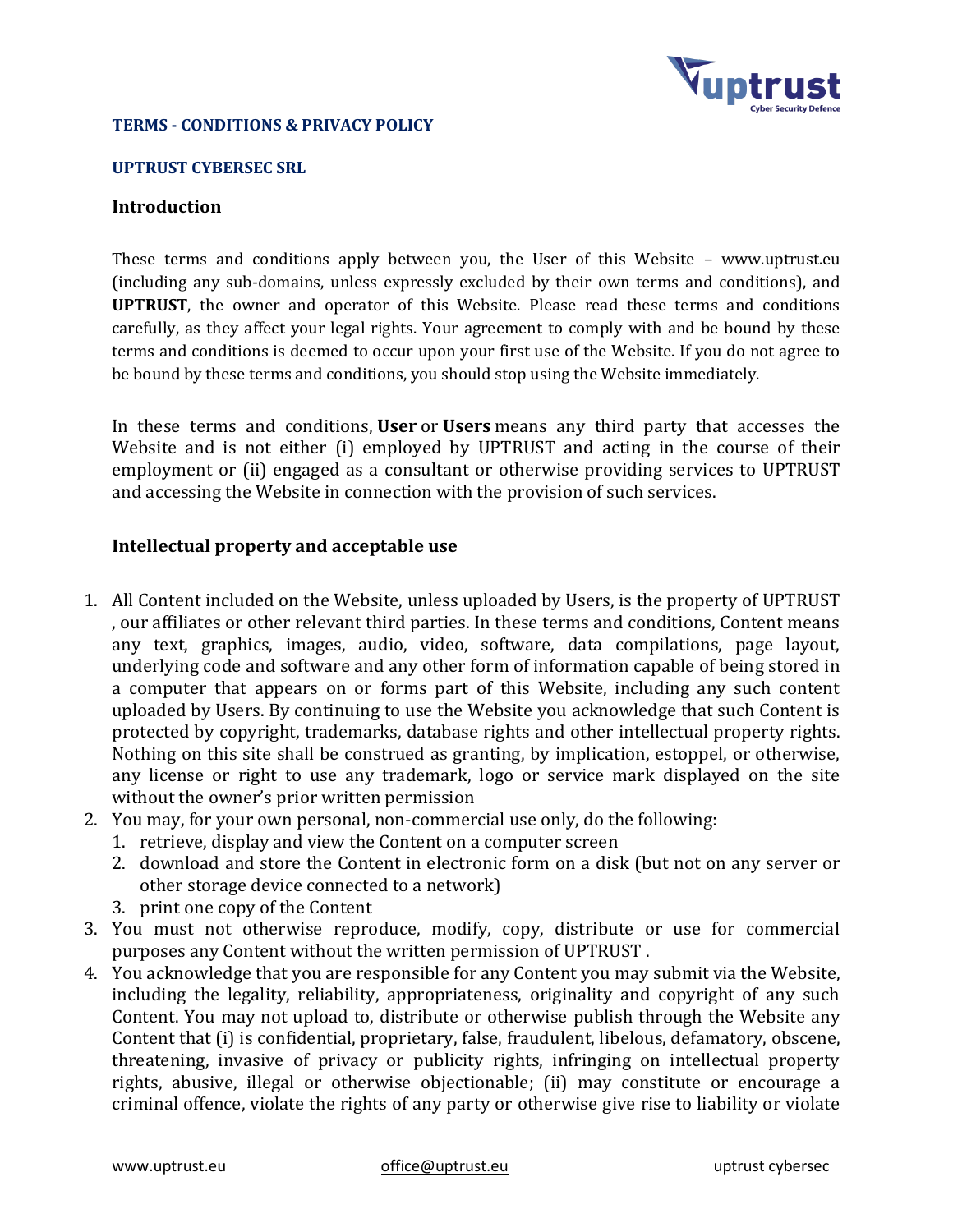**TERMS - CONDITIONS & PRIVACY POLICY**

**UPTRUST CYBERSEC SRL**

## Introduction

These terms and conditions apply between you, the User of this Website – www.uptrust.eu (including any sub-domains, unless expressly excluded by their own terms and conditions), and **UPTRUST**, the owner and operator of this Website. Please read these terms and conditions carefully, as they affect your legal rights. Your agreement to comply with and be bound by these terms and conditions is deemed to occur upon your first use of the Website. If you do not agree to be bound by these terms and conditions, you should stop using the Website immediately.

In these terms and conditions, **User** or **Users** means any third party that accesses the Website and is not either (i) employed by UPTRUST and acting in the course of their employment or (ii) engaged as a consultant or otherwise providing services to UPTRUST and accessing the Website in connection with the provision of such services.

## Intellectual property and acceptable use

1. All Content included on the Website, unless uploaded by Users, is the property of UPTRUST , our affiliates or other relevant third parties. In these terms and conditions, Content means any text, graphics, images, audio, video, software, data compilations, page layout, underlying code and software and any other form of information capable of being stored in a computer that appears on or forms part of this Website, including any such content uploaded by Users. By continuing to use the Website you acknowledge that such Content is protected by copyright, trademarks, database rights and other intellectual property rights. Nothing on this site shall be construed as granting, by implication, estoppel, or otherwise, any license or right to use any trademark, logo or service mark displayed on the site without the owner's prior written permission
2. You may, for your own personal, non-commercial use only, do the following:
   1. retrieve, display and view the Content on a computer screen
   2. download and store the Content in electronic form on a disk (but not on any server or other storage device connected to a network)
   3. print one copy of the Content
3. You must not otherwise reproduce, modify, copy, distribute or use for commercial purposes any Content without the written permission of UPTRUST .
4. You acknowledge that you are responsible for any Content you may submit via the Website, including the legality, reliability, appropriateness, originality and copyright of any such Content. You may not upload to, distribute or otherwise publish through the Website any Content that (i) is confidential, proprietary, false, fraudulent, libelous, defamatory, obscene, threatening, invasive of privacy or publicity rights, infringing on intellectual property rights, abusive, illegal or otherwise objectionable; (ii) may constitute or encourage a criminal offence, violate the rights of any party or otherwise give rise to liability or violate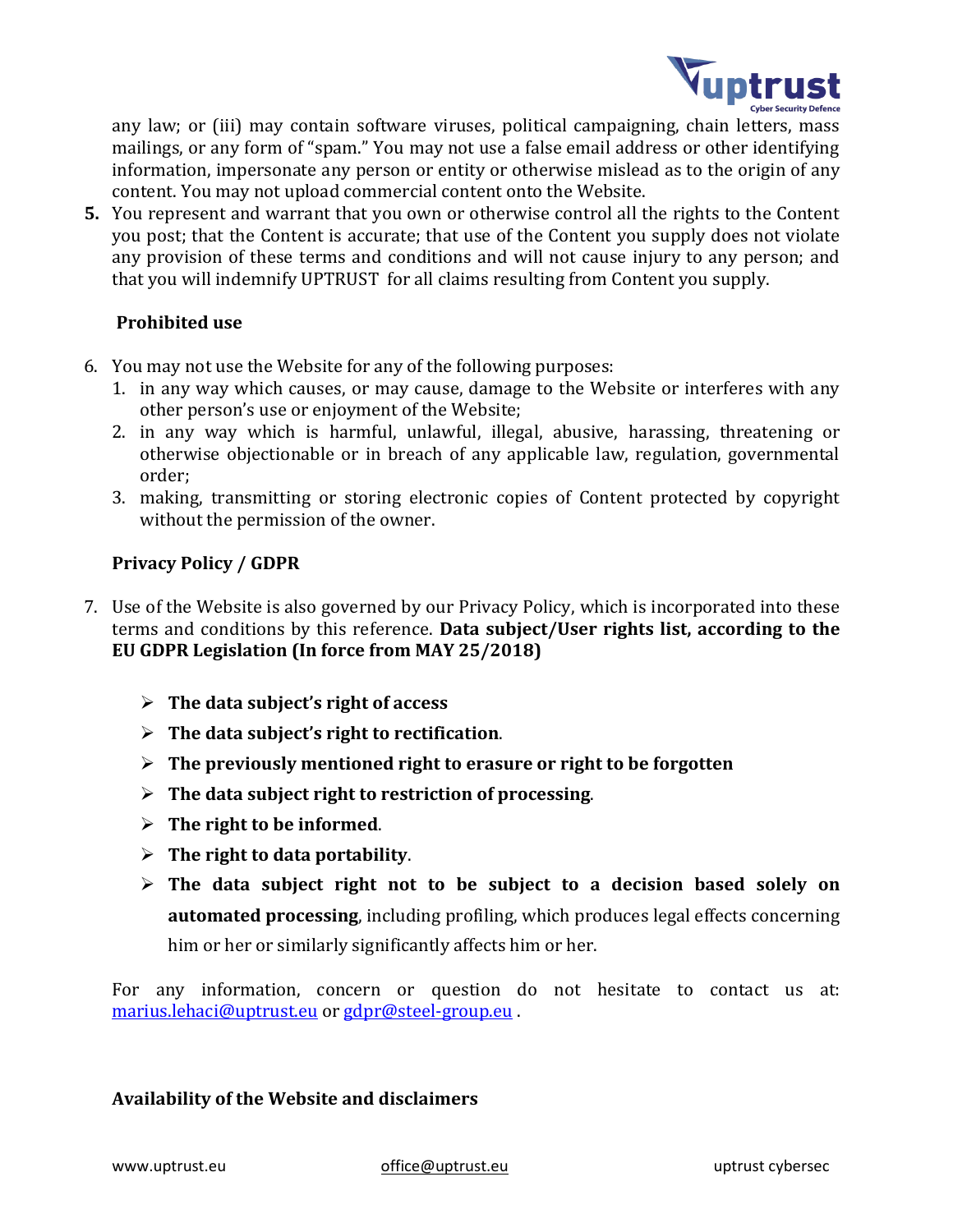any law; or (iii) may contain software viruses, political campaigning, chain letters, mass mailings, or any form of "spam." You may not use a false email address or other identifying information, impersonate any person or entity or otherwise mislead as to the origin of any content. You may not upload commercial content onto the Website.

**5.** You represent and warrant that you own or otherwise control all the rights to the Content you post; that the Content is accurate; that use of the Content you supply does not violate any provision of these terms and conditions and will not cause injury to any person; and that you will indemnify UPTRUST for all claims resulting from Content you supply.

**Prohibited use**

6. You may not use the Website for any of the following purposes:
    1. in any way which causes, or may cause, damage to the Website or interferes with any other person's use or enjoyment of the Website;
    2. in any way which is harmful, unlawful, illegal, abusive, harassing, threatening or otherwise objectionable or in breach of any applicable law, regulation, governmental order;
    3. making, transmitting or storing electronic copies of Content protected by copyright without the permission of the owner.

**Privacy Policy / GDPR**

7. Use of the Website is also governed by our Privacy Policy, which is incorporated into these terms and conditions by this reference. **Data subject/User rights list, according to the EU GDPR Legislation (In force from MAY 25/2018)**

    - **The data subject's right of access**
    - **The data subject's right to rectification**.
    - **The previously mentioned right to erasure or right to be forgotten**
    - **The data subject right to restriction of processing**.
    - **The right to be informed**.
    - **The right to data portability**.
    - **The data subject right not to be subject to a decision based solely on automated processing**, including profiling, which produces legal effects concerning him or her or similarly significantly affects him or her.

For any information, concern or question do not hesitate to contact us at: marius.lehaci@uptrust.eu or gdpr@steel-group.eu .

**Availability of the Website and disclaimers**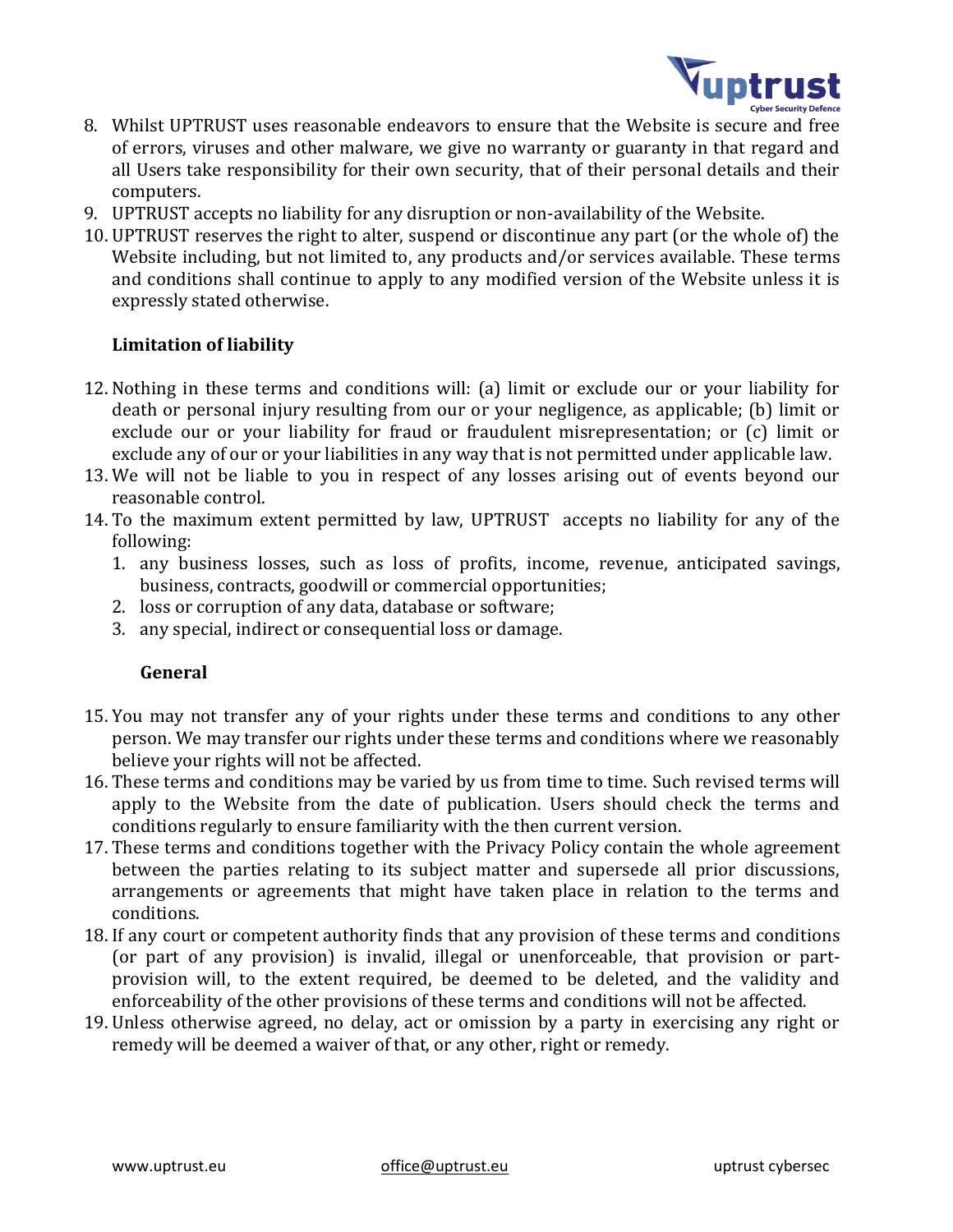8. Whilst UPTRUST uses reasonable endeavors to ensure that the Website is secure and free of errors, viruses and other malware, we give no warranty or guaranty in that regard and all Users take responsibility for their own security, that of their personal details and their computers.
9. UPTRUST accepts no liability for any disruption or non-availability of the Website.
10. UPTRUST reserves the right to alter, suspend or discontinue any part (or the whole of) the Website including, but not limited to, any products and/or services available. These terms and conditions shall continue to apply to any modified version of the Website unless it is expressly stated otherwise.

**Limitation of liability**

12. Nothing in these terms and conditions will: (a) limit or exclude our or your liability for death or personal injury resulting from our or your negligence, as applicable; (b) limit or exclude our or your liability for fraud or fraudulent misrepresentation; or (c) limit or exclude any of our or your liabilities in any way that is not permitted under applicable law.
13. We will not be liable to you in respect of any losses arising out of events beyond our reasonable control.
14. To the maximum extent permitted by law, UPTRUST accepts no liability for any of the following:
    1. any business losses, such as loss of profits, income, revenue, anticipated savings, business, contracts, goodwill or commercial opportunities;
    2. loss or corruption of any data, database or software;
    3. any special, indirect or consequential loss or damage.

**General**

15. You may not transfer any of your rights under these terms and conditions to any other person. We may transfer our rights under these terms and conditions where we reasonably believe your rights will not be affected.
16. These terms and conditions may be varied by us from time to time. Such revised terms will apply to the Website from the date of publication. Users should check the terms and conditions regularly to ensure familiarity with the then current version.
17. These terms and conditions together with the Privacy Policy contain the whole agreement between the parties relating to its subject matter and supersede all prior discussions, arrangements or agreements that might have taken place in relation to the terms and conditions.
18. If any court or competent authority finds that any provision of these terms and conditions (or part of any provision) is invalid, illegal or unenforceable, that provision or part-provision will, to the extent required, be deemed to be deleted, and the validity and enforceability of the other provisions of these terms and conditions will not be affected.
19. Unless otherwise agreed, no delay, act or omission by a party in exercising any right or remedy will be deemed a waiver of that, or any other, right or remedy.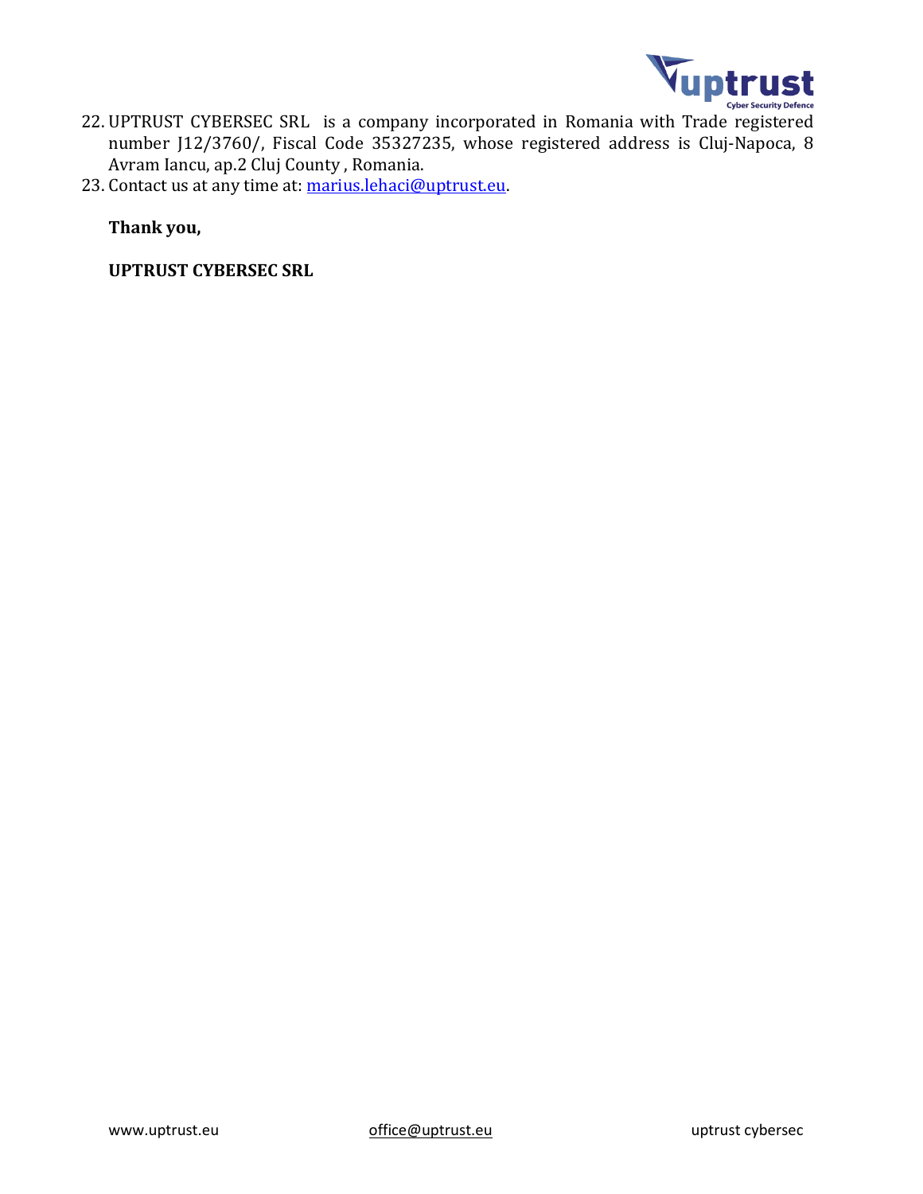22. UPTRUST CYBERSEC SRL is a company incorporated in Romania with Trade registered number J12/3760/, Fiscal Code 35327235, whose registered address is Cluj-Napoca, 8 Avram Iancu, ap.2 Cluj County , Romania.
23. Contact us at any time at: marius.lehaci@uptrust.eu.

**Thank you,**

**UPTRUST CYBERSEC SRL**